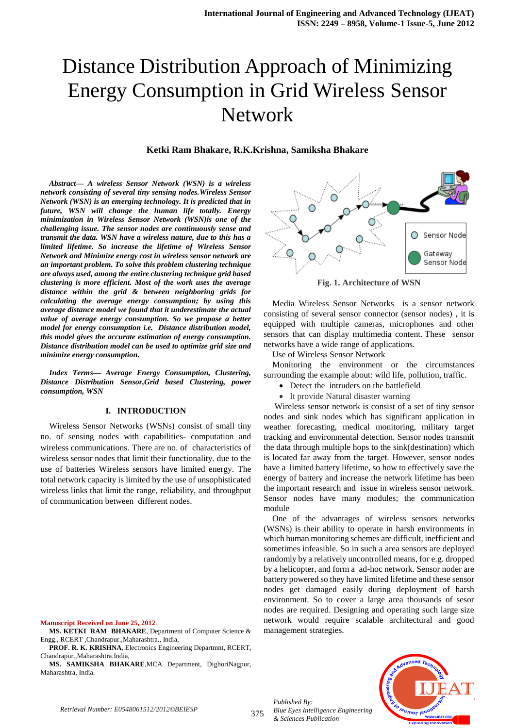# Distance Distribution Approach of Minimizing Energy Consumption in Grid Wireless Sensor Network

**Ketki Ram Bhakare, R.K.Krishna, Samiksha Bhakare**

***Abstract*— *A wireless Sensor Network (WSN) is a wireless network consisting of several tiny sensing nodes.Wireless Sensor Network (WSN) is an emerging technology. It is predicted that in future, WSN will change the human life totally. Energy minimization in Wireless Sensor Network (WSN)is one of the challenging issue. The sensor nodes are continuously sense and transmit the data. WSN have a wireless nature, due to this has a limited lifetime. So increase the lifetime of Wireless Sensor Network and Minimize energy cost in wireless sensor network are an important problem. To solve this problem clustering technique are always used, among the entire clustering technique grid based clustering is more efficient. Most of the work uses the average distance within the grid & between neighboring grids for calculating the average energy consumption; by using this average distance model we found that it underestimate the actual value of average energy consumption. So we propose a better model for energy consumption i.e. Distance distribution model, this model gives the accurate estimation of energy consumption. Distance distribution model can be used to optimize grid size and minimize energy consumption.***

***Index Terms*— *Average Energy Consumption, Clustering, Distance Distribution Sensor,Grid based Clustering, power consumption, WSN***

## I. INTRODUCTION

Wireless Sensor Networks (WSNs) consist of small tiny no. of sensing nodes with capabilities- computation and wireless communications. There are no. of characteristics of wireless sensor nodes that limit their functionality. due to the use of batteries Wireless sensors have limited energy. The total network capacity is limited by the use of unsophisticated wireless links that limit the range, reliability, and throughput of communication between different nodes.

Sensor Node

Gateway Sensor Node

**Fig. 1. Architecture of WSN**

Media Wireless Sensor Networks is a sensor network consisting of several sensor connector (sensor nodes) , it is equipped with multiple cameras, microphones and other sensors that can display multimedia content. These sensor networks have a wide range of applications.

Use of Wireless Sensor Network

Monitoring the environment or the circumstances surrounding the example about: wild life, pollution, traffic.

- Detect the intruders on the battlefield
- It provide Natural disaster warning

Wireless sensor network is consist of a set of tiny sensor nodes and sink nodes which has significant application in weather forecasting, medical monitoring, military target tracking and environmental detection. Sensor nodes transmit the data through multiple hops to the sink(destination) which is located far away from the target. However, sensor nodes have a limited battery lifetime, so how to effectively save the energy of battery and increase the network lifetime has been the important research and issue in wireless sensor network. Sensor nodes have many modules; the communication module

One of the advantages of wireless sensors networks (WSNs) is their ability to operate in harsh environments in which human monitoring schemes are difficult, inefficient and sometimes infeasible. So in such a area sensors are deployed randomly by a relatively uncontrolled means, for e.g. dropped by a helicopter, and form a ad-hoc network. Sensor noder are battery powered so they have limited lifetime and these sensor nodes get damaged easily during deployment of harsh environment. So to cover a large area thousands of sesor nodes are required. Designing and operating such large size network would require scalable architectural and good management strategies.

**Manuscript Received on June 25, 2012**.

**MS. KETKI RAM BHAKARE**, Department of Computer Science & Engg., RCERT ,Chandrapur.,Maharashtra., India,

**PROF. R. K. KRISHNA**, Electronics Engineering Departmnt, RCERT, Chandrapur.,Maharashtra.India,

**MS. SAMIKSHA BHAKARE**,MCA Department, DighoriNagpur, Maharashtra, India.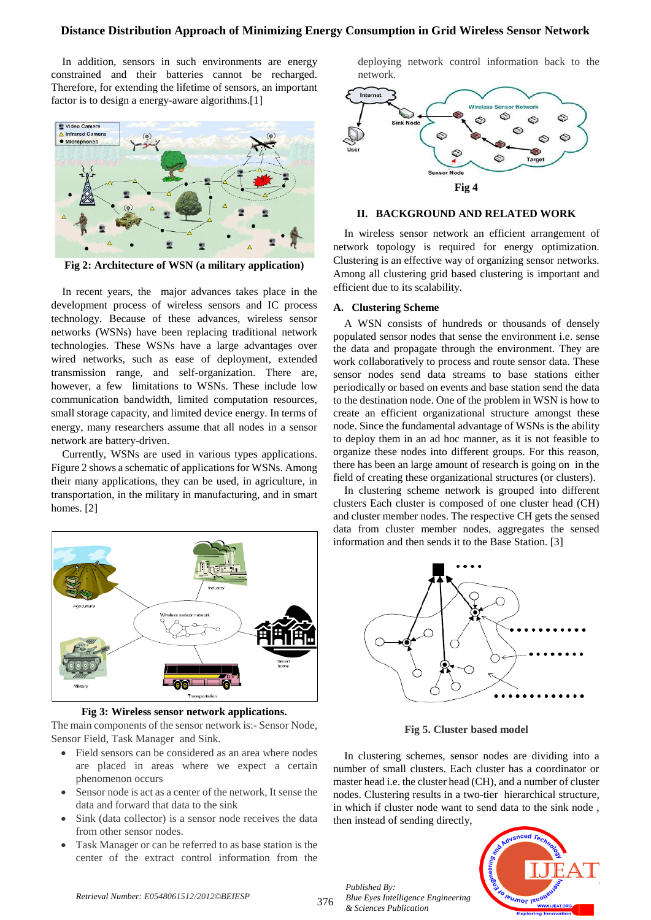In addition, sensors in such environments are energy constrained and their batteries cannot be recharged. Therefore, for extending the lifetime of sensors, an important factor is to design a energy-aware algorithms.[1]

**Fig 2: Architecture of WSN (a military application)**

In recent years, the major advances takes place in the development process of wireless sensors and IC process technology. Because of these advances, wireless sensor networks (WSNs) have been replacing traditional network technologies. These WSNs have a large advantages over wired networks, such as ease of deployment, extended transmission range, and self-organization. There are, however, a few limitations to WSNs. These include low communication bandwidth, limited computation resources, small storage capacity, and limited device energy. In terms of energy, many researchers assume that all nodes in a sensor network are battery-driven.

Currently, WSNs are used in various types applications. Figure 2 shows a schematic of applications for WSNs. Among their many applications, they can be used, in agriculture, in transportation, in the military in manufacturing, and in smart homes. [2]

**Fig 3: Wireless sensor network applications.**

The main components of the sensor network is:- Sensor Node, Sensor Field, Task Manager and Sink.

- Field sensors can be considered as an area where nodes are placed in areas where we expect a certain phenomenon occurs
- Sensor node is act as a center of the network, It sense the data and forward that data to the sink
- Sink (data collector) is a sensor node receives the data from other sensor nodes.
- Task Manager or can be referred to as base station is the center of the extract control information from the deploying network control information back to the network.

**Fig 4**

## II. BACKGROUND AND RELATED WORK

In wireless sensor network an efficient arrangement of network topology is required for energy optimization. Clustering is an effective way of organizing sensor networks. Among all clustering grid based clustering is important and efficient due to its scalability.

### A. Clustering Scheme

A WSN consists of hundreds or thousands of densely populated sensor nodes that sense the environment i.e. sense the data and propagate through the environment. They are work collaboratively to process and route sensor data. These sensor nodes send data streams to base stations either periodically or based on events and base station send the data to the destination node. One of the problem in WSN is how to create an efficient organizational structure amongst these node. Since the fundamental advantage of WSNs is the ability to deploy them in an ad hoc manner, as it is not feasible to organize these nodes into different groups. For this reason, there has been an large amount of research is going on in the field of creating these organizational structures (or clusters).

In clustering scheme network is grouped into different clusters Each cluster is composed of one cluster head (CH) and cluster member nodes. The respective CH gets the sensed data from cluster member nodes, aggregates the sensed information and then sends it to the Base Station. [3]

**Fig 5. Cluster based model**

In clustering schemes, sensor nodes are dividing into a number of small clusters. Each cluster has a coordinator or master head i.e. the cluster head (CH), and a number of cluster member nodes. Clustering results in a two-tier hierarchical structure, in which if cluster node want to send data to the sink node , then instead of sending directly,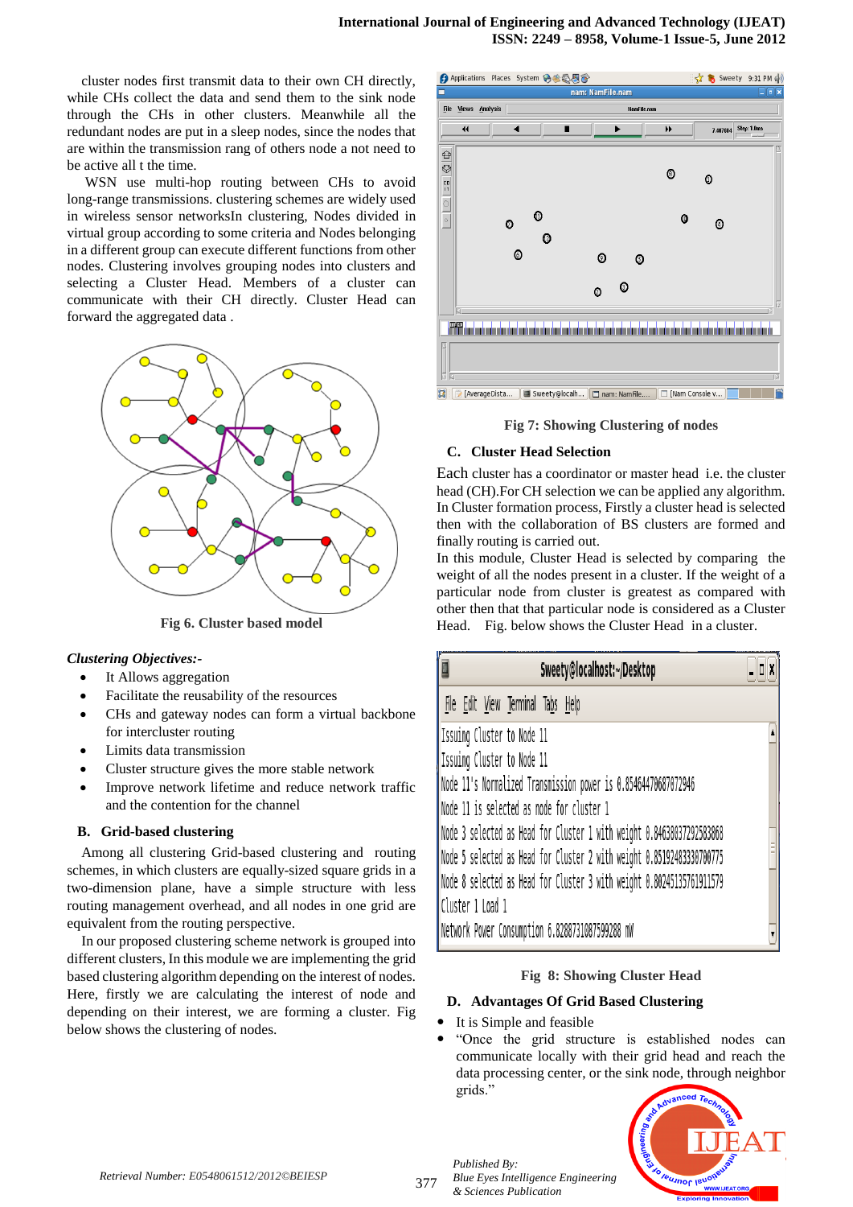cluster nodes first transmit data to their own CH directly, while CHs collect the data and send them to the sink node through the CHs in other clusters. Meanwhile all the redundant nodes are put in a sleep nodes, since the nodes that are within the transmission rang of others node a not need to be active all t the time.

WSN use multi-hop routing between CHs to avoid long-range transmissions. clustering schemes are widely used in wireless sensor networksIn clustering, Nodes divided in virtual group according to some criteria and Nodes belonging in a different group can execute different functions from other nodes. Clustering involves grouping nodes into clusters and selecting a Cluster Head. Members of a cluster can communicate with their CH directly. Cluster Head can forward the aggregated data .

**Fig 6. Cluster based model**

***Clustering Objectives:-***

- It Allows aggregation
- Facilitate the reusability of the resources
- CHs and gateway nodes can form a virtual backbone for intercluster routing
- Limits data transmission
- Cluster structure gives the more stable network
- Improve network lifetime and reduce network traffic and the contention for the channel

### B. Grid-based clustering

Among all clustering Grid-based clustering and routing schemes, in which clusters are equally-sized square grids in a two-dimension plane, have a simple structure with less routing management overhead, and all nodes in one grid are equivalent from the routing perspective.

In our proposed clustering scheme network is grouped into different clusters, In this module we are implementing the grid based clustering algorithm depending on the interest of nodes. Here, firstly we are calculating the interest of node and depending on their interest, we are forming a cluster. Fig below shows the clustering of nodes.

**Fig 7: Showing Clustering of nodes**

### C. Cluster Head Selection

Each cluster has a coordinator or master head i.e. the cluster head (CH).For CH selection we can be applied any algorithm. In Cluster formation process, Firstly a cluster head is selected then with the collaboration of BS clusters are formed and finally routing is carried out.

In this module, Cluster Head is selected by comparing the weight of all the nodes present in a cluster. If the weight of a particular node from cluster is greatest as compared with other then that that particular node is considered as a Cluster Head. Fig. below shows the Cluster Head in a cluster.

**Fig 8: Showing Cluster Head**

### D. Advantages Of Grid Based Clustering

- It is Simple and feasible
- "Once the grid structure is established nodes can communicate locally with their grid head and reach the data processing center, or the sink node, through neighbor grids."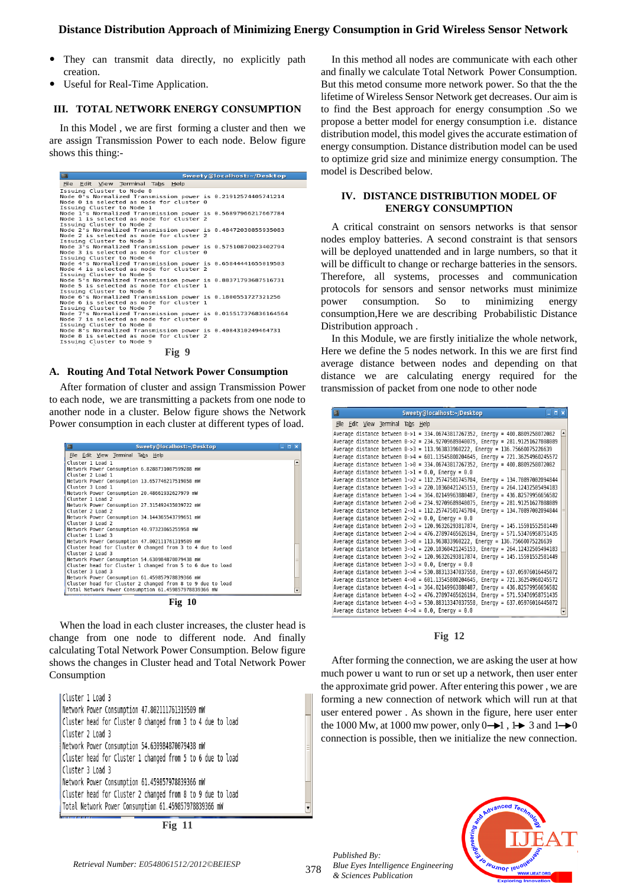- They can transmit data directly, no explicitly path creation.
- Useful for Real-Time Application.

## III. TOTAL NETWORK ENERGY CONSUMPTION

In this Model , we are first forming a cluster and then we are assign Transmission Power to each node. Below figure shows this thing:-

```
Sweety@localhost:~/Desktop
File  Edit  View  Terminal  Tabs  Help
Issuing Cluster to Node 0
Node 0's Normalized Transmission power is 0.21912574405741214
Node 0 is selected as node for cluster 0
Issuing Cluster to Node 1
Node 1's Normalized Transmission power is 0.568979662177667784
Node 1 is selected as node for cluster 2
Issuing Cluster to Node 2
Node 2's Normalized Transmission power is 0.48472030855935083
Node 2 is selected as node for cluster 2
Issuing Cluster to Node 3
Node 3's Normalized Transmission power is 0.57510870023402794
Node 3 is selected as node for cluster 0
Issuing Cluster to Node 4
Node 4's Normalized Transmission power is 0.65844441655819503
Node 4 is selected as node for cluster 2
Issuing Cluster to Node 5
Node 5's Normalized Transmission power is 0.883717936087516731
Node 5 is selected as node for cluster 1
Issuing Cluster to Node 6
Node 6's Normalized Transmission power is 0.1880551727321256
Node 6 is selected as node for cluster 1
Issuing Cluster to Node 7
Node 7's Normalized Transmission power is 0.0155173768361645​64
Node 7 is selected as node for cluster 0
Issuing Cluster to Node 8
Node 8's Normalized Transmission power is 0.4084310249464731
Node 8 is selected as node for cluster 2
Issuing Cluster to Node 9
```

Fig 9

### A. Routing And Total Network Power Consumption

After formation of cluster and assign Transmission Power to each node, we are transmitting a packets from one node to another node in a cluster. Below figure shows the Network Power consumption in each cluster at different types of load.

```
Sweety@localhost:~/Desktop
File  Edit  View  Terminal  Tabs  Help
Cluster 1 Load 1
Network Power Consumption 6.8288731087599288 mW
Cluster 2 Load 1
Network Power Consumption 13.657746217519858 mW
Cluster 3 Load 1
Network Power Consumption 20.48661932627979 mW
Cluster 1 Load 2
Network Power Consumption 27.315492435039722 mW
Cluster 2 Load 2
Network Power Consumption 34.144365543799651 mW
Cluster 3 Load 2
Network Power Consumption 40.97323865255958 mW
Cluster 1 Load 3
Network Power Consumption 47.802111761319509 mW
Cluster head for Cluster 0 changed from 3 to 4 due to load
Cluster 2 Load 3
Network Power Consumption 54.630984870079438 mW
Cluster head for Cluster 1 changed from 5 to 6 due to load
Cluster 3 Load 3
Network Power Consumption 61.459857978839366 mW
Cluster head for Cluster 2 changed from 8 to 9 due to load
Total Network Power Consumption 61.459857978839366 mW
```

Fig 10

When the load in each cluster increases, the cluster head is change from one node to different node. And finally calculating Total Network Power Consumption. Below figure shows the changes in Cluster head and Total Network Power Consumption

```
Cluster 1 Load 3
Network Power Consumption 47.802111761319509 mW
Cluster head for Cluster 0 changed from 3 to 4 due to load
Cluster 2 Load 3
Network Power Consumption 54.630984870079438 mW
Cluster head for Cluster 1 changed from 5 to 6 due to load
Cluster 3 Load 3
Network Power Consumption 61.459857978839366 mW
Cluster head for Cluster 2 changed from 8 to 9 due to load
Total Network Power Consumption 61.459857978839366 mW
```

Fig 11

In this method all nodes are communicate with each other and finally we calculate Total Network Power Consumption. But this metod consume more network power. So that the the lifetime of Wireless Sensor Network get decreases. Our aim is to find the Best approach for energy consumption .So we propose a better model for energy consumption i.e. distance distribution model, this model gives the accurate estimation of energy consumption. Distance distribution model can be used to optimize grid size and minimize energy consumption. The model is Described below.

## IV. DISTANCE DISTRIBUTION MODEL OF ENERGY CONSUMPTION

A critical constraint on sensors networks is that sensor nodes employ batteries. A second constraint is that sensors will be deployed unattended and in large numbers, so that it will be difficult to change or recharge batteries in the sensors. Therefore, all systems, processes and communication protocols for sensors and sensor networks must minimize power consumption. So to minimizing energy consumption,Here we are describing Probabilistic Distance Distribution approach .

In this Module, we are firstly initialize the whole network, Here we define the 5 nodes network. In this we are first find average distance between nodes and depending on that distance we are calculating energy required for the transmission of packet from one node to other node

```
Sweety@localhost:~/Desktop
File  Edit  View  Terminal  Tabs  Help
Average distance between 0->1 = 334.06743817267352, Energy = 400.88092580872082
Average distance between 0->2 = 234.92709689840075, Energy = 281.91251627808089
Average distance between 0->3 = 113.963833960222, Energy = 136.75660075226639
Average distance between 0->4 = 601.13545800204645, Energy = 721.36254960245572
Average distance between 1->0 = 334.06743817267352, Energy = 400.88092580872082
Average distance between 1->1 = 0.0, Energy = 0.0
Average distance between 1->2 = 112.25747501745704, Energy = 134.70897002094844
Average distance between 1->3 = 220.10360421245153, Energy = 264.12432505494183
Average distance between 1->4 = 364.02149963880487, Energy = 436.82579956656582
Average distance between 2->0 = 234.92709689840075, Energy = 281.91251627808089
Average distance between 2->1 = 112.25747501745704, Energy = 134.70897002094844
Average distance between 2->2 = 0.0, Energy = 0.0
Average distance between 2->3 = 120.96326293817874, Energy = 145.15591552581449
Average distance between 2->4 = 476.27897465626194, Energy = 571.53476958751435
Average distance between 3->0 = 113.963833960222, Energy = 136.75660075226639
Average distance between 3->1 = 220.10360421245153, Energy = 264.12432505494183
Average distance between 3->2 = 120.96326293817874, Energy = 145.15591552581449
Average distance between 3->3 = 0.0, Energy = 0.0
Average distance between 3->4 = 530.88313347037558, Energy = 637.05976016445072
Average distance between 4->0 = 601.13545800204645, Energy = 721.36254960245572
Average distance between 4->1 = 364.02149963880487, Energy = 436.82579956656582
Average distance between 4->2 = 476.27897465626194, Energy = 571.53476958751435
Average distance between 4->3 = 530.88313347037558, Energy = 637.05976016445072
Average distance between 4->4 = 0.0, Energy = 0.0
```

Fig 12

After forming the connection, we are asking the user at how much power u want to run or set up a network, then user enter the approximate grid power. After entering this power , we are forming a new connection of network which will run at that user entered power . As shown in the figure, here user enter the 1000 Mw, at 1000 mw power, only 0→1 , 1→ 3 and 1→0 connection is possible, then we initialize the new connection.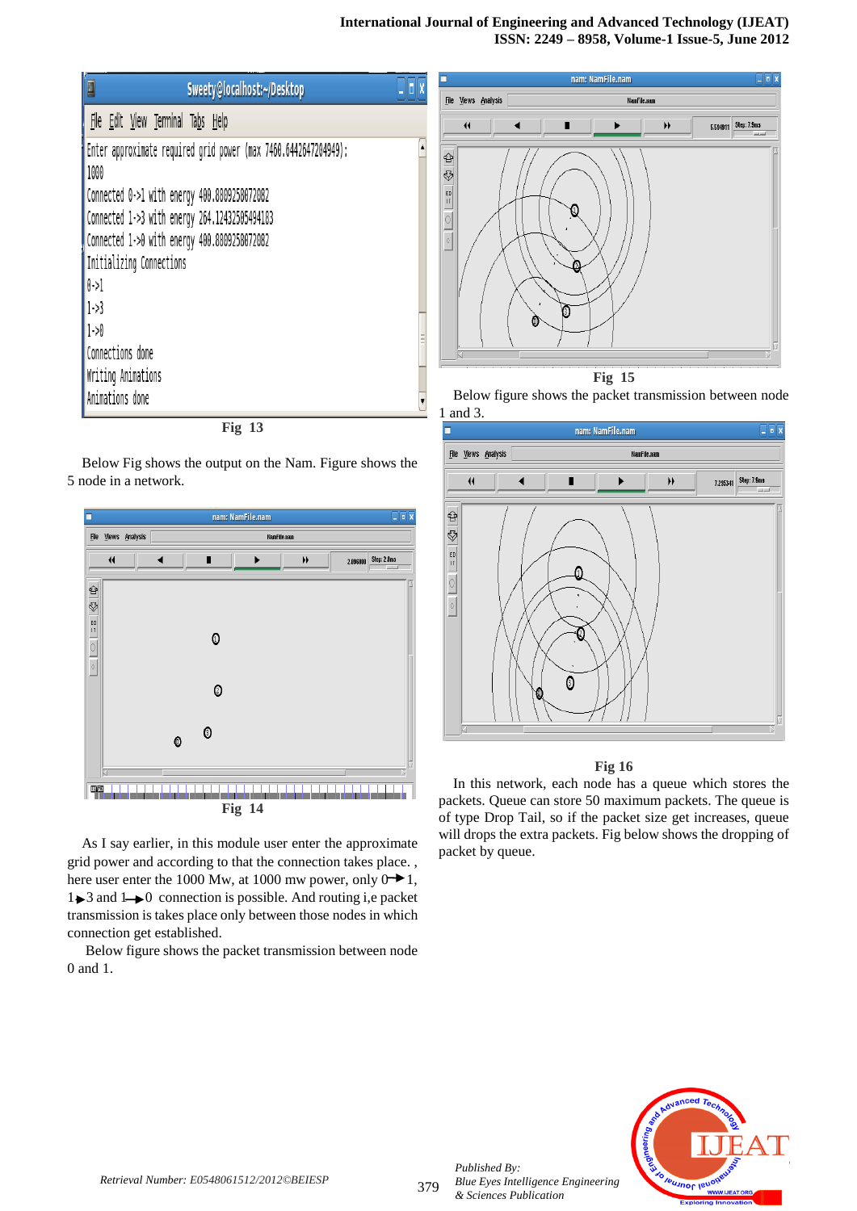Fig 13

Below Fig shows the output on the Nam. Figure shows the 5 node in a network.

Fig 14

As I say earlier, in this module user enter the approximate grid power and according to that the connection takes place. , here user enter the 1000 Mw, at 1000 mw power, only 0→1, 1→3 and 1→0 connection is possible. And routing i,e packet transmission is takes place only between those nodes in which connection get established.

Below figure shows the packet transmission between node 0 and 1.

Fig 15

Below figure shows the packet transmission between node 1 and 3.

Fig 16

In this network, each node has a queue which stores the packets. Queue can store 50 maximum packets. The queue is of type Drop Tail, so if the packet size get increases, queue will drops the extra packets. Fig below shows the dropping of packet by queue.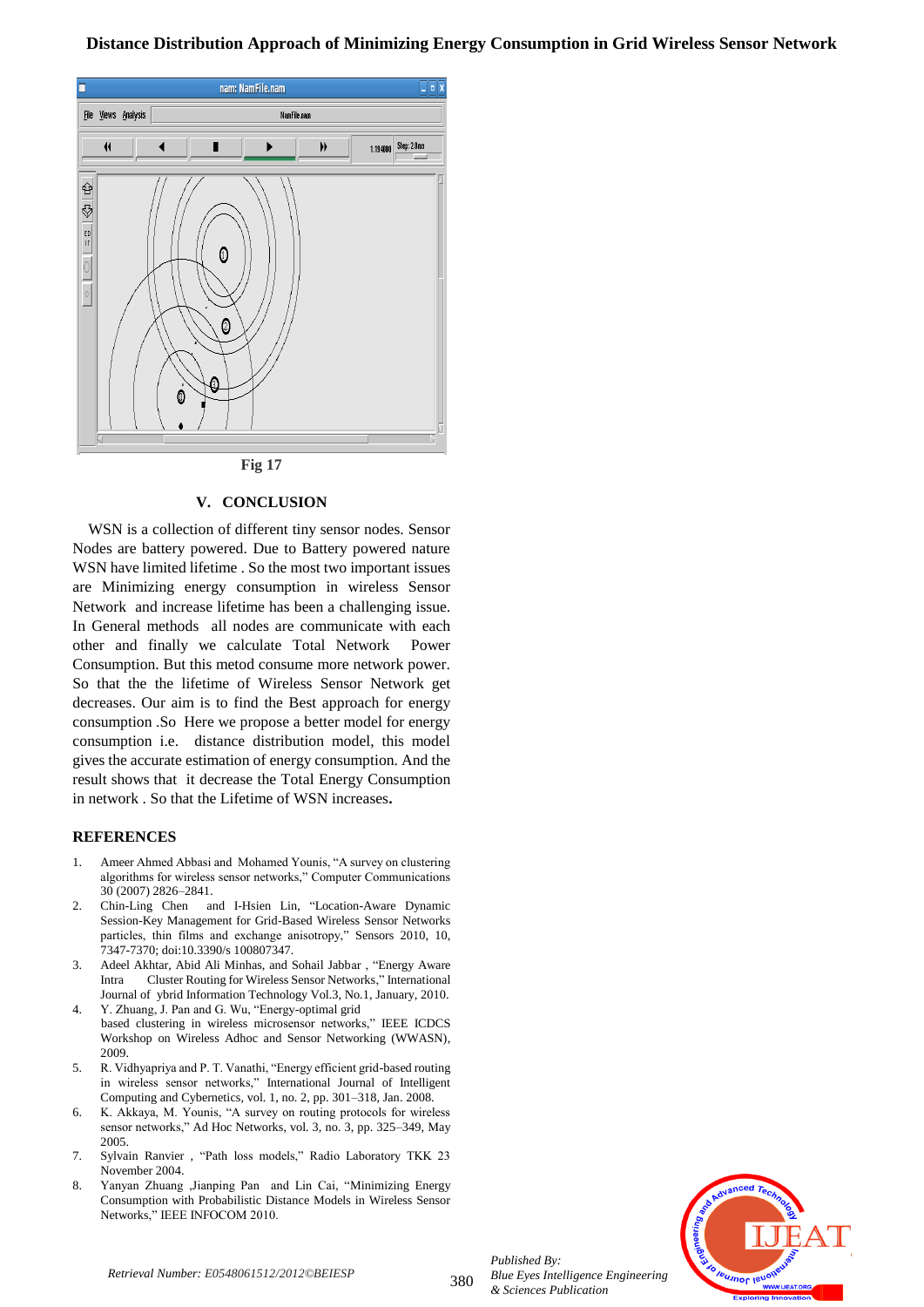Fig 17

## V. CONCLUSION

WSN is a collection of different tiny sensor nodes. Sensor Nodes are battery powered. Due to Battery powered nature WSN have limited lifetime . So the most two important issues are Minimizing energy consumption in wireless Sensor Network and increase lifetime has been a challenging issue. In General methods all nodes are communicate with each other and finally we calculate Total Network Power Consumption. But this metod consume more network power. So that the the lifetime of Wireless Sensor Network get decreases. Our aim is to find the Best approach for energy consumption .So Here we propose a better model for energy consumption i.e. distance distribution model, this model gives the accurate estimation of energy consumption. And the result shows that it decrease the Total Energy Consumption in network . So that the Lifetime of WSN increases**.**

## REFERENCES

1. Ameer Ahmed Abbasi and Mohamed Younis, "A survey on clustering algorithms for wireless sensor networks," Computer Communications 30 (2007) 2826–2841.
2. Chin-Ling Chen and I-Hsien Lin, "Location-Aware Dynamic Session-Key Management for Grid-Based Wireless Sensor Networks particles, thin films and exchange anisotropy," Sensors 2010, 10, 7347-7370; doi:10.3390/s 100807347.
3. Adeel Akhtar, Abid Ali Minhas, and Sohail Jabbar , "Energy Aware Intra Cluster Routing for Wireless Sensor Networks," International Journal of ybrid Information Technology Vol.3, No.1, January, 2010.
4. Y. Zhuang, J. Pan and G. Wu, "Energy-optimal grid based clustering in wireless microsensor networks," IEEE ICDCS Workshop on Wireless Adhoc and Sensor Networking (WWASN), 2009.
5. R. Vidhyapriya and P. T. Vanathi, "Energy efficient grid-based routing in wireless sensor networks," International Journal of Intelligent Computing and Cybernetics, vol. 1, no. 2, pp. 301–318, Jan. 2008.
6. K. Akkaya, M. Younis, "A survey on routing protocols for wireless sensor networks," Ad Hoc Networks, vol. 3, no. 3, pp. 325–349, May 2005.
7. Sylvain Ranvier , "Path loss models," Radio Laboratory TKK 23 November 2004.
8. Yanyan Zhuang ,Jianping Pan and Lin Cai, "Minimizing Energy Consumption with Probabilistic Distance Models in Wireless Sensor Networks," IEEE INFOCOM 2010.